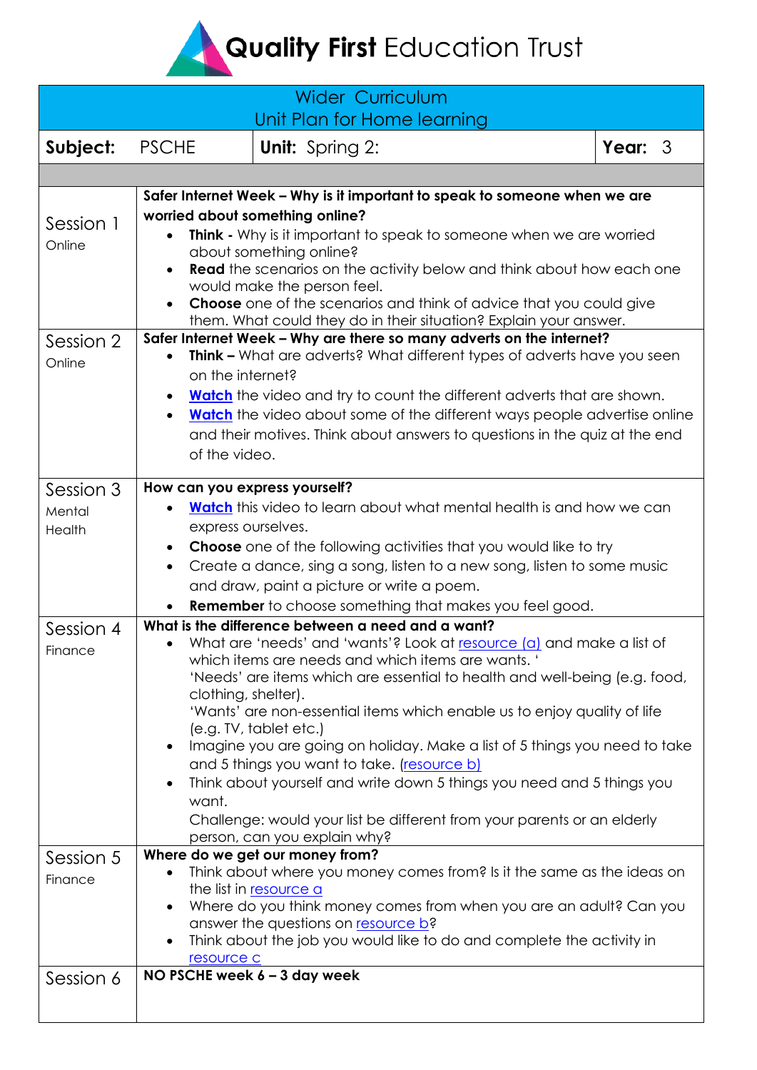# Quality First Education Trust

| Wider Curriculum<br>Unit Plan for Home learning | | |
|---|---|---|
| **Subject:** PSCHE | **Unit:** Spring 2: | **Year:** 3 |

| | |
|---|---|
| Session 1<br>Online | **Safer Internet Week – Why is it important to speak to someone when we are worried about something online?**<br>• **Think -** Why is it important to speak to someone when we are worried about something online?<br>• **Read** the scenarios on the activity below and think about how each one would make the person feel.<br>• **Choose** one of the scenarios and think of advice that you could give them. What could they do in their situation? Explain your answer. |
| Session 2<br>Online | **Safer Internet Week – Why are there so many adverts on the internet?**<br>• **Think –** What are adverts? What different types of adverts have you seen on the internet?<br>• **Watch** the video and try to count the different adverts that are shown.<br>• **Watch** the video about some of the different ways people advertise online and their motives. Think about answers to questions in the quiz at the end of the video. |
| Session 3<br>Mental Health | **How can you express yourself?**<br>• **Watch** this video to learn about what mental health is and how we can express ourselves.<br>• **Choose** one of the following activities that you would like to try<br>• Create a dance, sing a song, listen to a new song, listen to some music and draw, paint a picture or write a poem.<br>• **Remember** to choose something that makes you feel good. |
| Session 4<br>Finance | **What is the difference between a need and a want?**<br>• What are 'needs' and 'wants'? Look at resource (a) and make a list of which items are needs and which items are wants. '<br>'Needs' are items which are essential to health and well-being (e.g. food, clothing, shelter).<br>'Wants' are non-essential items which enable us to enjoy quality of life (e.g. TV, tablet etc.)<br>• Imagine you are going on holiday. Make a list of 5 things you need to take and 5 things you want to take. (resource b)<br>• Think about yourself and write down 5 things you need and 5 things you want.<br>Challenge: would your list be different from your parents or an elderly person, can you explain why? |
| Session 5<br>Finance | **Where do we get our money from?**<br>• Think about where you money comes from? Is it the same as the ideas on the list in resource a<br>• Where do you think money comes from when you are an adult? Can you answer the questions on resource b?<br>• Think about the job you would like to do and complete the activity in resource c |
| Session 6 | **NO PSCHE week 6 – 3 day week** |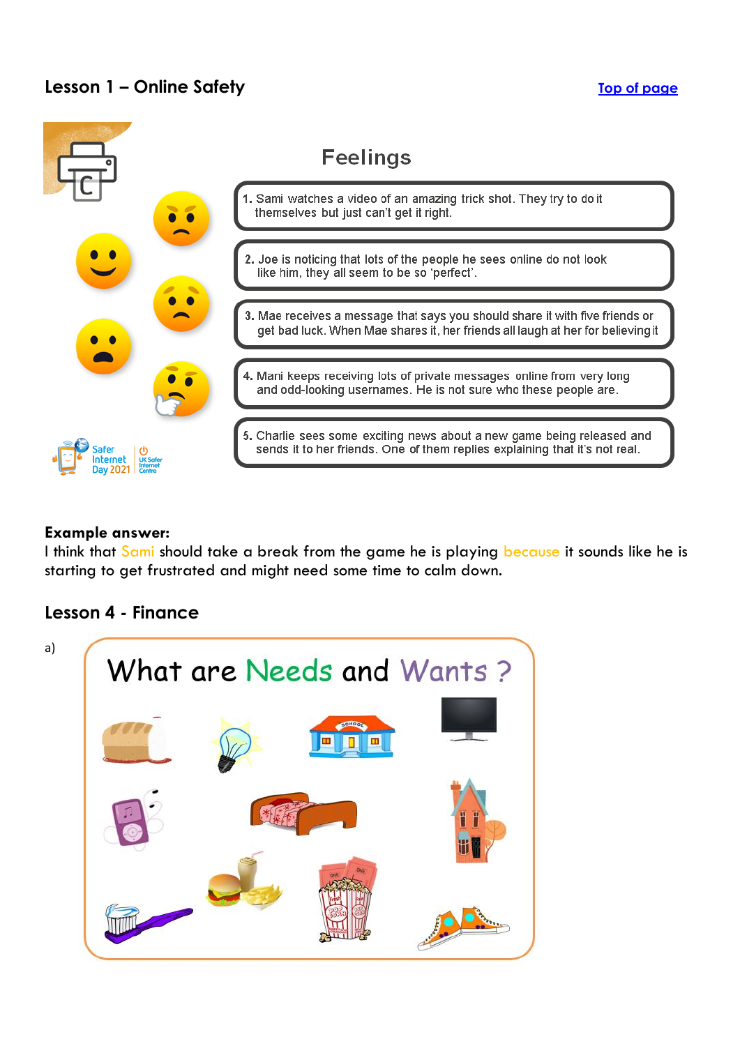## Lesson 1 – Online Safety

[Top of page]

### Feelings

1. Sami watches a video of an amazing trick shot. They try to do it themselves but just can't get it right.

2. Joe is noticing that lots of the people he sees online do not look like him, they all seem to be so 'perfect'.

3. Mae receives a message that says you should share it with five friends or get bad luck. When Mae shares it, her friends all laugh at her for believing it

4. Mani keeps receiving lots of private messages online from very long and odd-looking usernames. He is not sure who these people are.

5. Charlie sees some exciting news about a new game being released and sends it to her friends. One of them replies explaining that it's not real.

Safer Internet Day 2021 | UK Safer Internet Centre

**Example answer:**
I think that Sami should take a break from the game he is playing because it sounds like he is starting to get frustrated and might need some time to calm down.

## Lesson 4 - Finance

a)

What are Needs and Wants ?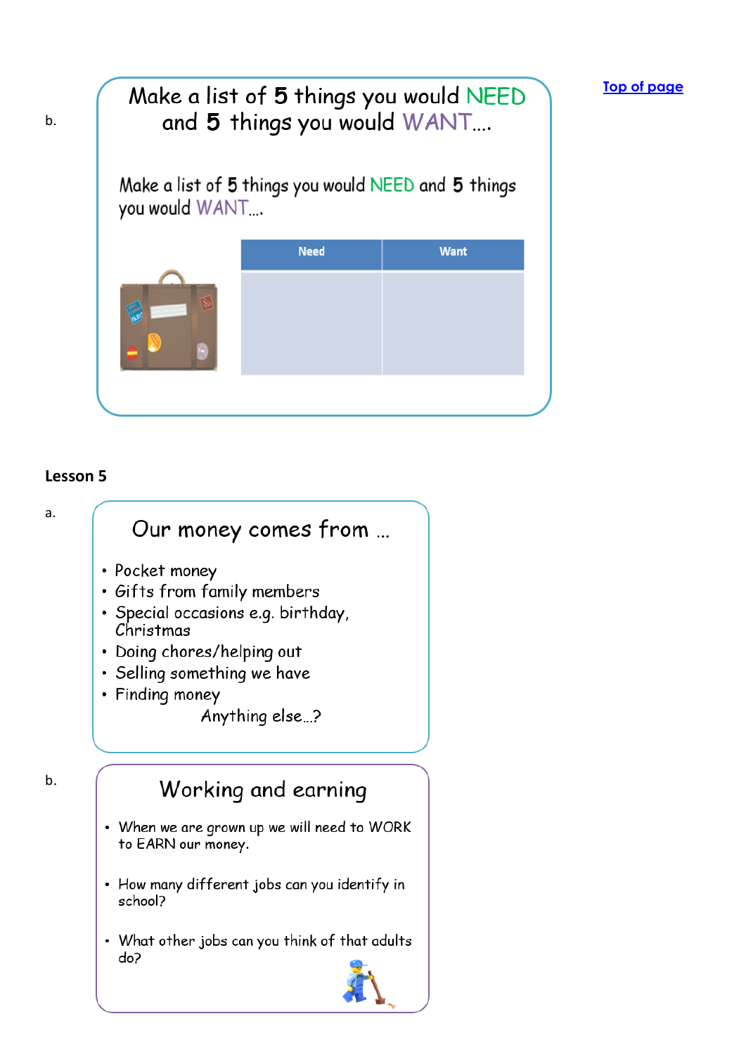[Top of page](#)

b.

Make a list of 5 things you would NEED and 5 things you would WANT….

Make a list of 5 things you would NEED and 5 things you would WANT….

| Need | Want |
| --- | --- |
| | |

## Lesson 5

a.

### Our money comes from …

- Pocket money
- Gifts from family members
- Special occasions e.g. birthday, Christmas
- Doing chores/helping out
- Selling something we have
- Finding money

Anything else…?

b.

### Working and earning

- When we are grown up we will need to WORK to EARN our money.
- How many different jobs can you identify in school?
- What other jobs can you think of that adults do?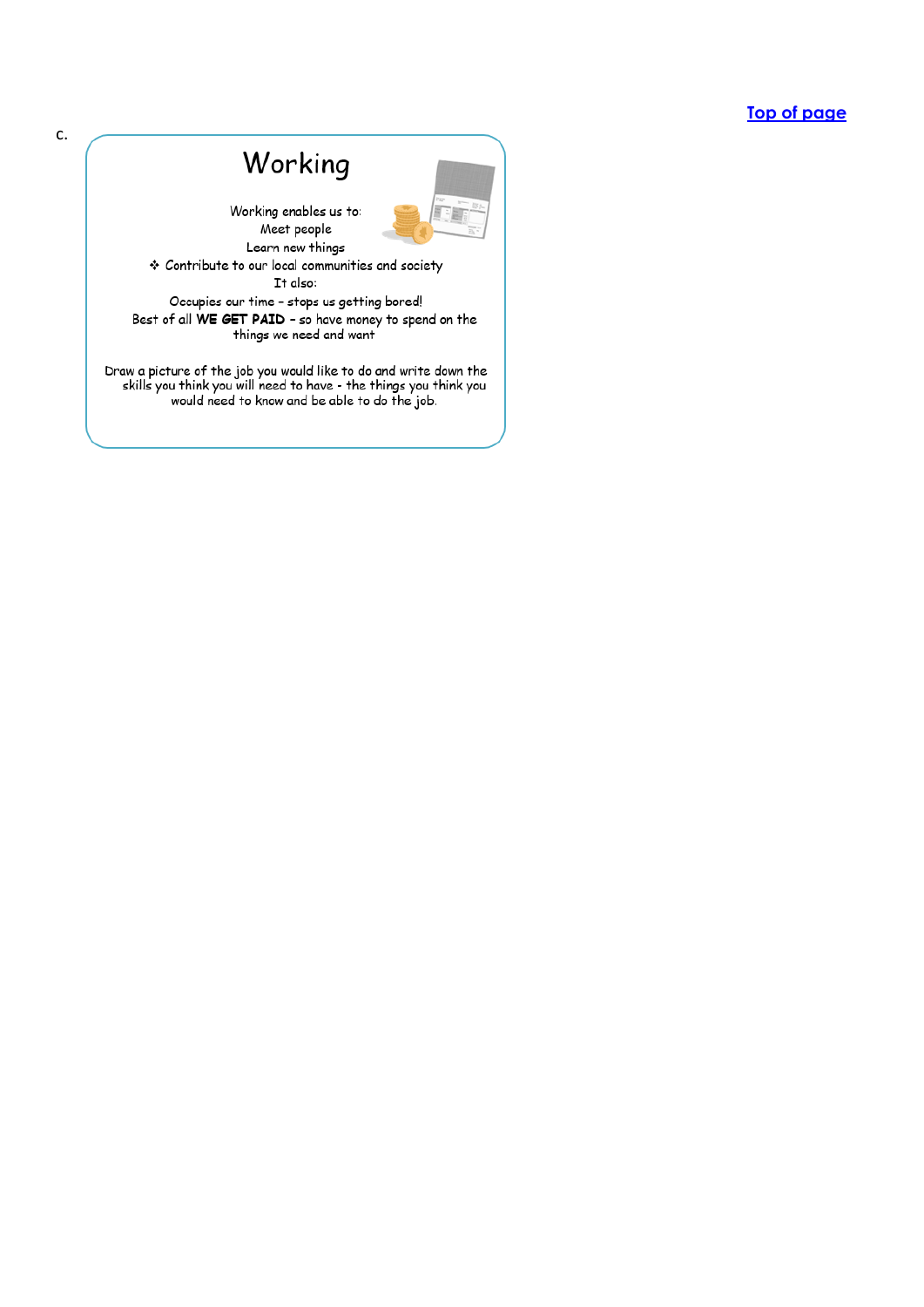[Top of page]

c.

# Working

Working enables us to:

Meet people

Learn new things

❖ Contribute to our local communities and society

It also:

Occupies our time – stops us getting bored!

Best of all **WE GET PAID** – so have money to spend on the things we need and want

Draw a picture of the job you would like to do and write down the skills you think you will need to have - the things you think you would need to know and be able to do the job.